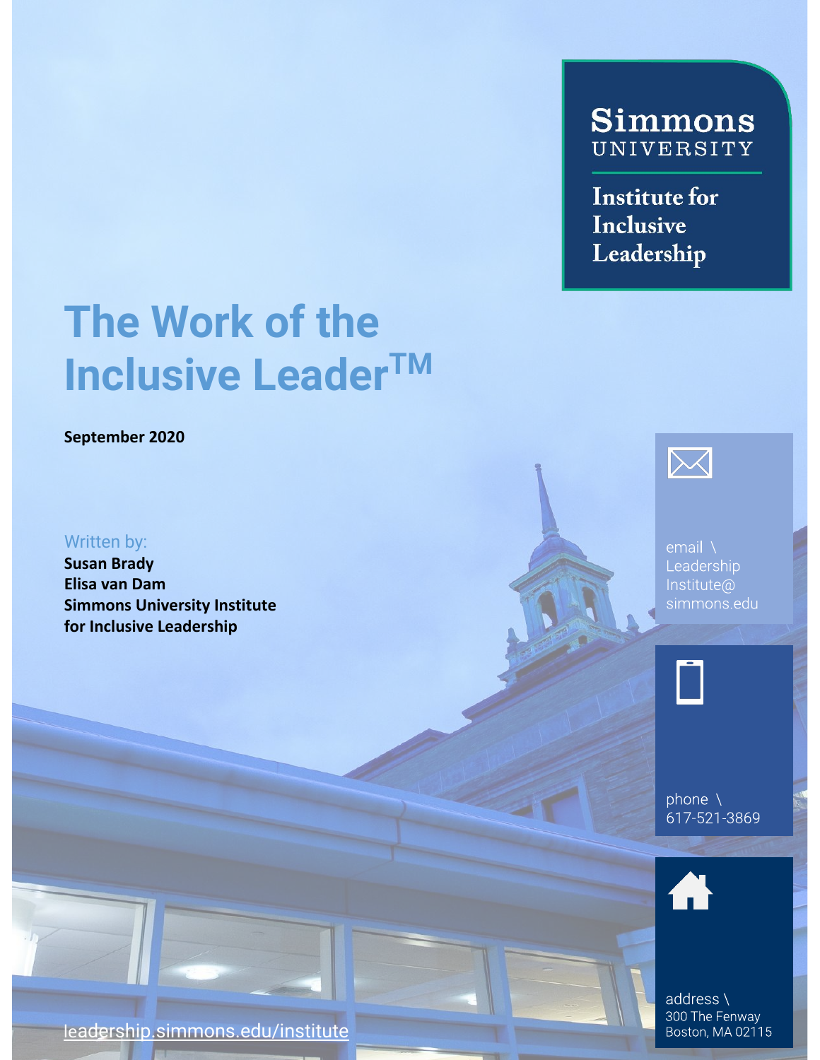Simmons
UNIVERSITY

Institute for Inclusive Leadership

# The Work of the Inclusive Leader™

**September 2020**

Written by:
**Susan Brady**
**Elisa van Dam**
**Simmons University Institute for Inclusive Leadership**

email \ LeadershipInstitute@simmons.edu

phone \ 617-521-3869

address \ 300 The Fenway Boston, MA 02115

leadership.simmons.edu/institute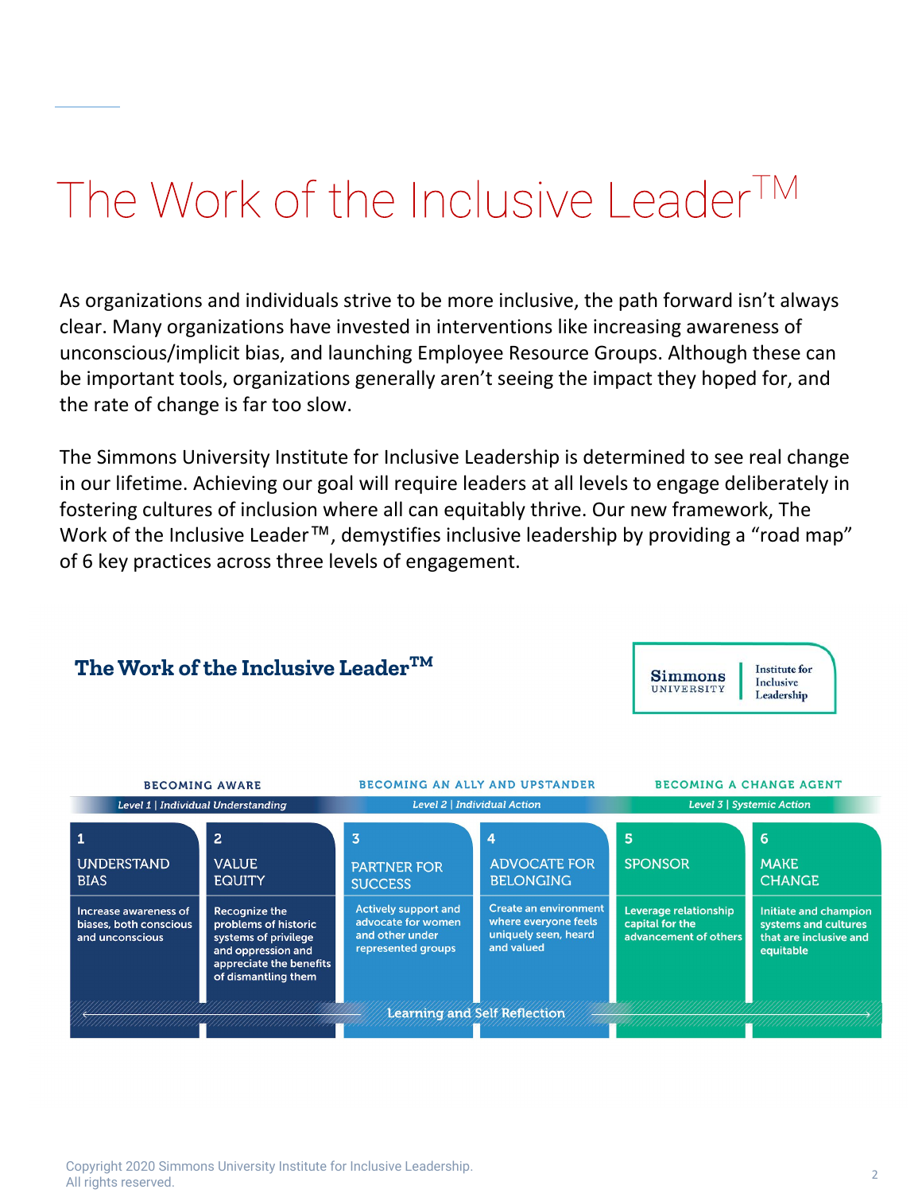# The Work of the Inclusive Leader™

As organizations and individuals strive to be more inclusive, the path forward isn't always clear. Many organizations have invested in interventions like increasing awareness of unconscious/implicit bias, and launching Employee Resource Groups. Although these can be important tools, organizations generally aren't seeing the impact they hoped for, and the rate of change is far too slow.

The Simmons University Institute for Inclusive Leadership is determined to see real change in our lifetime. Achieving our goal will require leaders at all levels to engage deliberately in fostering cultures of inclusion where all can equitably thrive. Our new framework, The Work of the Inclusive Leader™, demystifies inclusive leadership by providing a "road map" of 6 key practices across three levels of engagement.

## The Work of the Inclusive Leader™

Simmons University | Institute for Inclusive Leadership

| BECOMING AWARE | | BECOMING AN ALLY AND UPSTANDER | | BECOMING A CHANGE AGENT | |
|---|---|---|---|---|---|
| *Level 1 \| Individual Understanding* | | *Level 2 \| Individual Action* | | *Level 3 \| Systemic Action* | |
| 1 UNDERSTAND BIAS | 2 VALUE EQUITY | 3 PARTNER FOR SUCCESS | 4 ADVOCATE FOR BELONGING | 5 SPONSOR | 6 MAKE CHANGE |
| Increase awareness of biases, both conscious and unconscious | Recognize the problems of historic systems of privilege and oppression and appreciate the benefits of dismantling them | Actively support and advocate for women and other under represented groups | Create an environment where everyone feels uniquely seen, heard and valued | Leverage relationship capital for the advancement of others | Initiate and champion systems and cultures that are inclusive and equitable |

Learning and Self Reflection

Copyright 2020 Simmons University Institute for Inclusive Leadership. All rights reserved.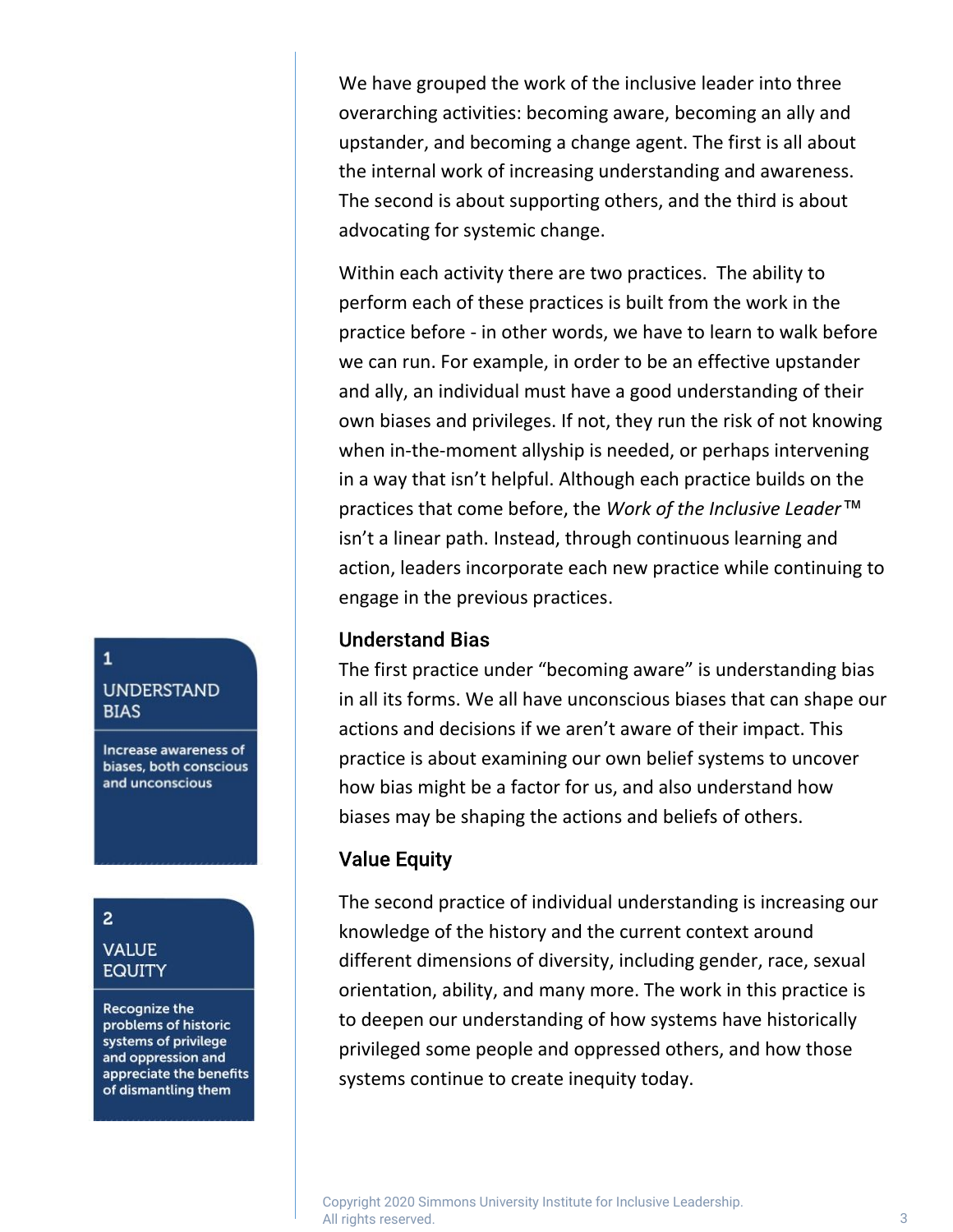We have grouped the work of the inclusive leader into three overarching activities: becoming aware, becoming an ally and upstander, and becoming a change agent. The first is all about the internal work of increasing understanding and awareness. The second is about supporting others, and the third is about advocating for systemic change.

Within each activity there are two practices. The ability to perform each of these practices is built from the work in the practice before - in other words, we have to learn to walk before we can run. For example, in order to be an effective upstander and ally, an individual must have a good understanding of their own biases and privileges. If not, they run the risk of not knowing when in-the-moment allyship is needed, or perhaps intervening in a way that isn't helpful. Although each practice builds on the practices that come before, the *Work of the Inclusive Leader*™ isn't a linear path. Instead, through continuous learning and action, leaders incorporate each new practice while continuing to engage in the previous practices.

**1**

**UNDERSTAND BIAS**

Increase awareness of biases, both conscious and unconscious

### Understand Bias

The first practice under "becoming aware" is understanding bias in all its forms. We all have unconscious biases that can shape our actions and decisions if we aren't aware of their impact. This practice is about examining our own belief systems to uncover how bias might be a factor for us, and also understand how biases may be shaping the actions and beliefs of others.

**2**

**VALUE EQUITY**

Recognize the problems of historic systems of privilege and oppression and appreciate the benefits of dismantling them

### Value Equity

The second practice of individual understanding is increasing our knowledge of the history and the current context around different dimensions of diversity, including gender, race, sexual orientation, ability, and many more. The work in this practice is to deepen our understanding of how systems have historically privileged some people and oppressed others, and how those systems continue to create inequity today.

Copyright 2020 Simmons University Institute for Inclusive Leadership. All rights reserved.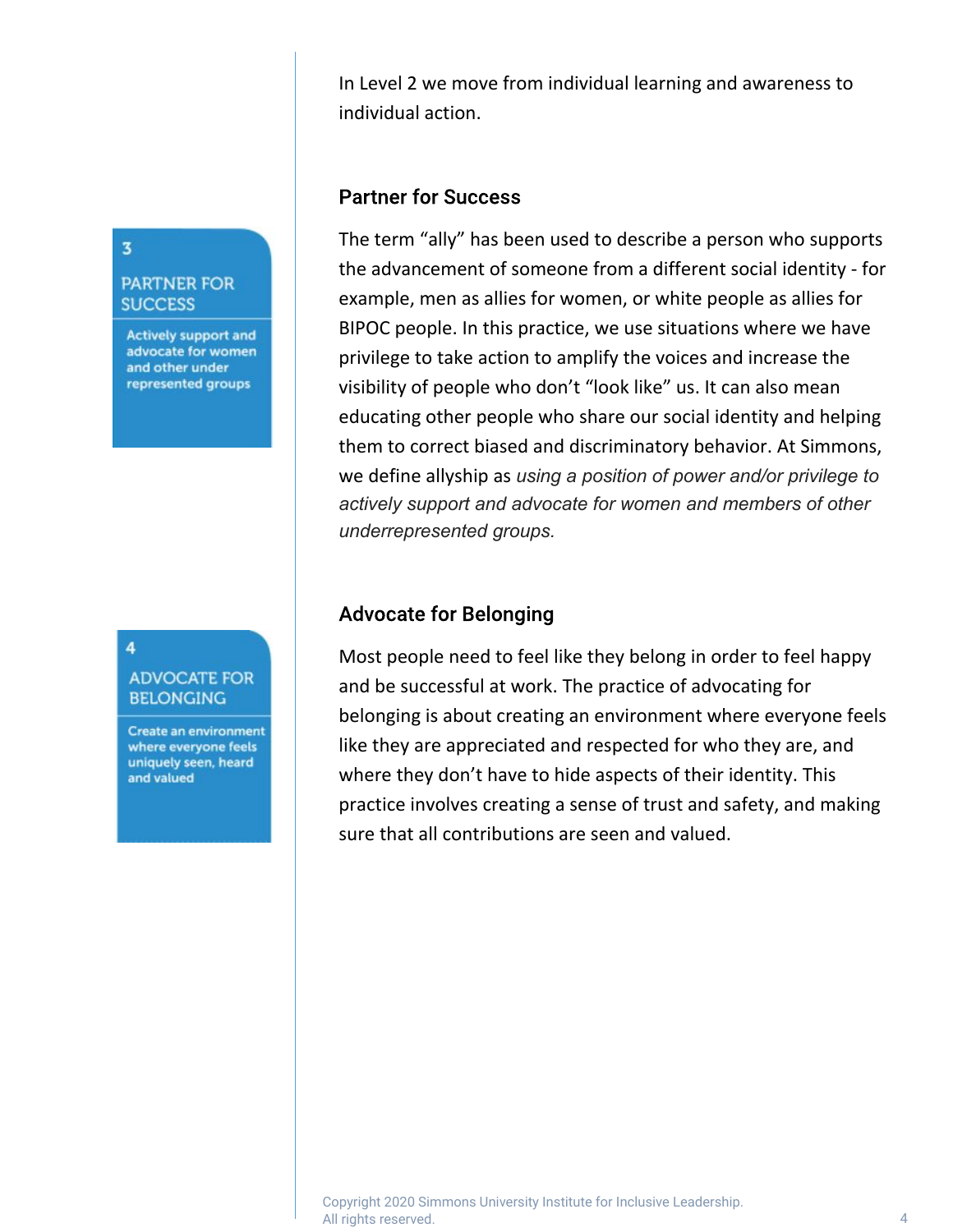In Level 2 we move from individual learning and awareness to individual action.

**3**

**PARTNER FOR SUCCESS**

Actively support and advocate for women and other under represented groups

## Partner for Success

The term "ally" has been used to describe a person who supports the advancement of someone from a different social identity - for example, men as allies for women, or white people as allies for BIPOC people. In this practice, we use situations where we have privilege to take action to amplify the voices and increase the visibility of people who don't "look like" us. It can also mean educating other people who share our social identity and helping them to correct biased and discriminatory behavior. At Simmons, we define allyship as *using a position of power and/or privilege to actively support and advocate for women and members of other underrepresented groups.*

**4**

**ADVOCATE FOR BELONGING**

Create an environment where everyone feels uniquely seen, heard and valued

## Advocate for Belonging

Most people need to feel like they belong in order to feel happy and be successful at work. The practice of advocating for belonging is about creating an environment where everyone feels like they are appreciated and respected for who they are, and where they don't have to hide aspects of their identity. This practice involves creating a sense of trust and safety, and making sure that all contributions are seen and valued.

Copyright 2020 Simmons University Institute for Inclusive Leadership. All rights reserved.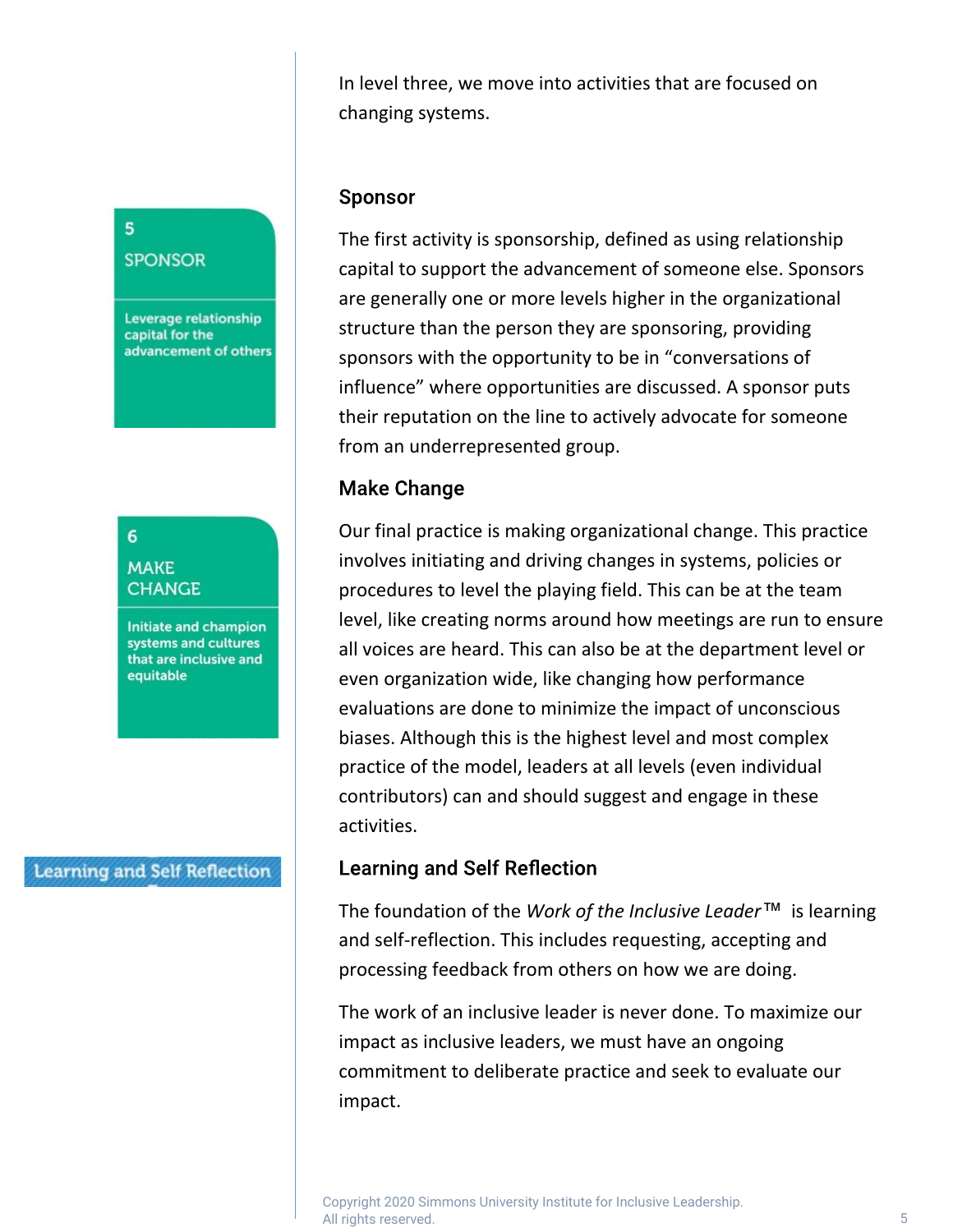In level three, we move into activities that are focused on changing systems.

5
SPONSOR

Leverage relationship capital for the advancement of others

## Sponsor

The first activity is sponsorship, defined as using relationship capital to support the advancement of someone else. Sponsors are generally one or more levels higher in the organizational structure than the person they are sponsoring, providing sponsors with the opportunity to be in "conversations of influence" where opportunities are discussed. A sponsor puts their reputation on the line to actively advocate for someone from an underrepresented group.

6
MAKE CHANGE

Initiate and champion systems and cultures that are inclusive and equitable

## Make Change

Our final practice is making organizational change. This practice involves initiating and driving changes in systems, policies or procedures to level the playing field. This can be at the team level, like creating norms around how meetings are run to ensure all voices are heard. This can also be at the department level or even organization wide, like changing how performance evaluations are done to minimize the impact of unconscious biases. Although this is the highest level and most complex practice of the model, leaders at all levels (even individual contributors) can and should suggest and engage in these activities.

Learning and Self Reflection

## Learning and Self Reflection

The foundation of the *Work of the Inclusive Leader*™ is learning and self-reflection. This includes requesting, accepting and processing feedback from others on how we are doing.

The work of an inclusive leader is never done. To maximize our impact as inclusive leaders, we must have an ongoing commitment to deliberate practice and seek to evaluate our impact.

Copyright 2020 Simmons University Institute for Inclusive Leadership.
All rights reserved.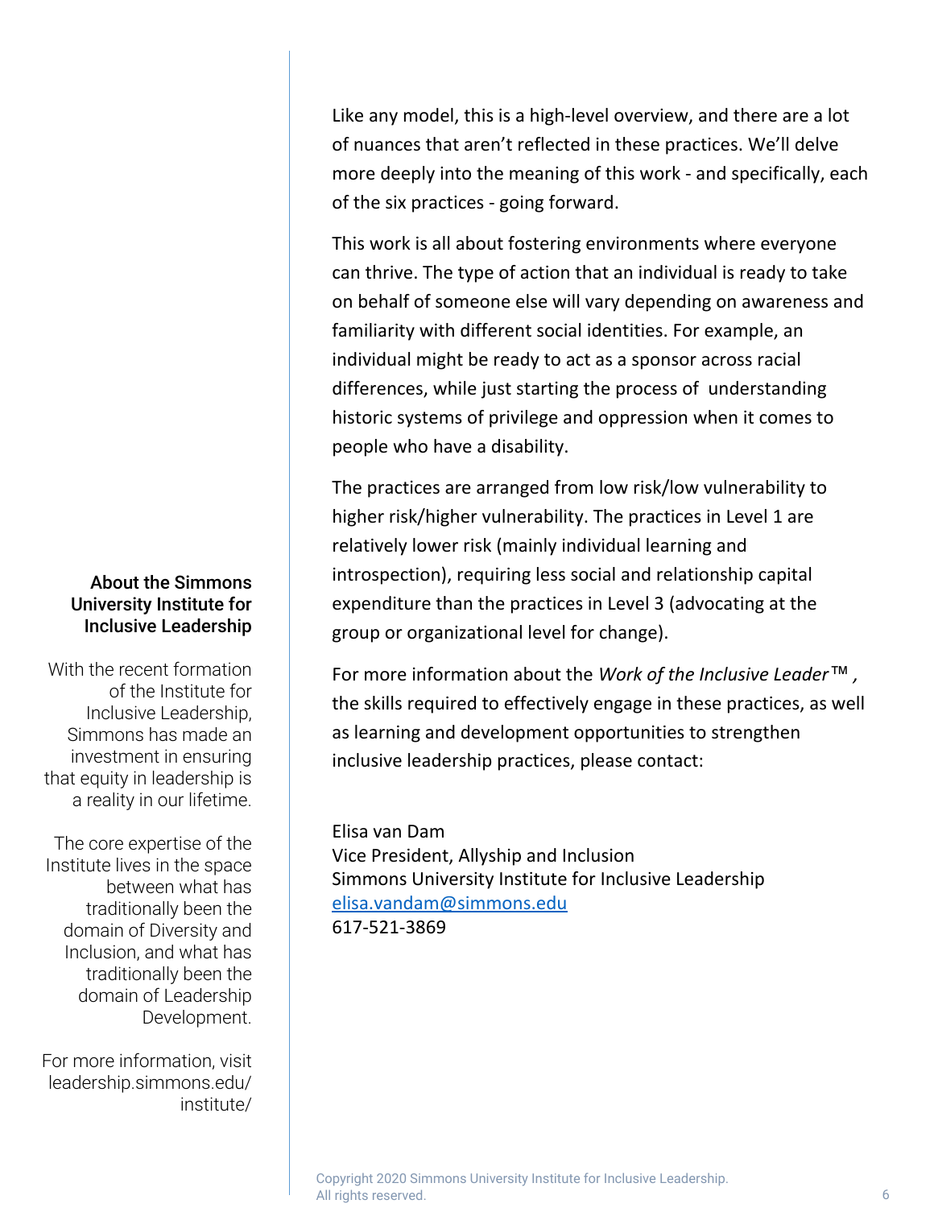Like any model, this is a high-level overview, and there are a lot of nuances that aren't reflected in these practices. We'll delve more deeply into the meaning of this work - and specifically, each of the six practices - going forward.

This work is all about fostering environments where everyone can thrive. The type of action that an individual is ready to take on behalf of someone else will vary depending on awareness and familiarity with different social identities. For example, an individual might be ready to act as a sponsor across racial differences, while just starting the process of understanding historic systems of privilege and oppression when it comes to people who have a disability.

The practices are arranged from low risk/low vulnerability to higher risk/higher vulnerability. The practices in Level 1 are relatively lower risk (mainly individual learning and introspection), requiring less social and relationship capital expenditure than the practices in Level 3 (advocating at the group or organizational level for change).

For more information about the *Work of the Inclusive Leader™* , the skills required to effectively engage in these practices, as well as learning and development opportunities to strengthen inclusive leadership practices, please contact:

Elisa van Dam
Vice President, Allyship and Inclusion
Simmons University Institute for Inclusive Leadership
elisa.vandam@simmons.edu
617-521-3869

### About the Simmons University Institute for Inclusive Leadership

With the recent formation of the Institute for Inclusive Leadership, Simmons has made an investment in ensuring that equity in leadership is a reality in our lifetime.

The core expertise of the Institute lives in the space between what has traditionally been the domain of Diversity and Inclusion, and what has traditionally been the domain of Leadership Development.

For more information, visit leadership.simmons.edu/institute/

Copyright 2020 Simmons University Institute for Inclusive Leadership. All rights reserved.